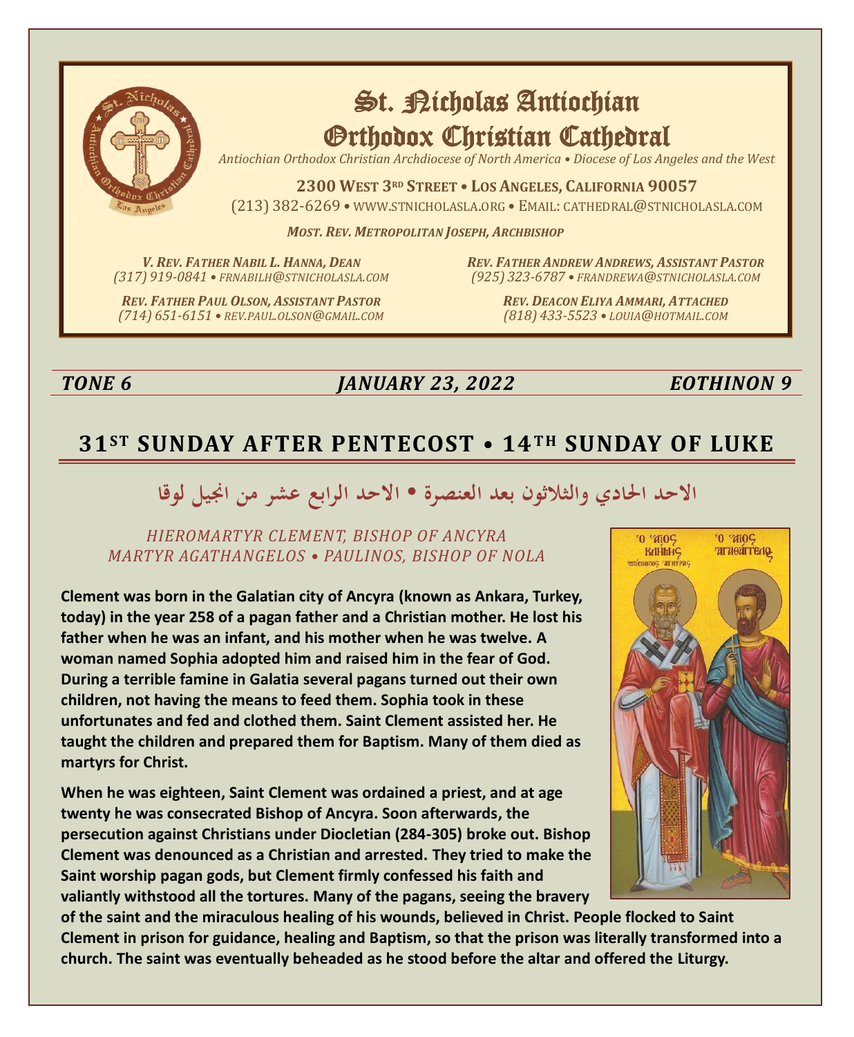# St. Nicholas Antiochian Orthodox Christian Cathedral

*Antiochian Orthodox Christian Archdiocese of North America • Diocese of Los Angeles and the West*

**2300 West 3rd Street • Los Angeles, California 90057**

(213) 382-6269 • www.stnicholasla.org • Email: cathedral@stnicholasla.com

***Most. Rev. Metropolitan Joseph, Archbishop***

*V. Rev. Father Nabil L. Hanna, Dean*
*(317) 919-0841 • frnabilh@stnicholasla.com*

*Rev. Father Andrew Andrews, Assistant Pastor*
*(925) 323-6787 • frandrewa@stnicholasla.com*

*Rev. Father Paul Olson, Assistant Pastor*
*(714) 651-6151 • rev.paul.olson@gmail.com*

*Rev. Deacon Eliya Ammari, Attached*
*(818) 433-5523 • louia@hotmail.com*

***TONE 6*** ***JANUARY 23, 2022*** ***EOTHINON 9***

## 31ST SUNDAY AFTER PENTECOST • 14TH SUNDAY OF LUKE

## الاحد الحادي والثلاثون بعد العنصرة • الاحد الرابع عشر من انجيل لوقا

*HIEROMARTYR CLEMENT, BISHOP OF ANCYRA*
*MARTYR AGATHANGELOS • PAULINOS, BISHOP OF NOLA*

**Clement was born in the Galatian city of Ancyra (known as Ankara, Turkey, today) in the year 258 of a pagan father and a Christian mother. He lost his father when he was an infant, and his mother when he was twelve. A woman named Sophia adopted him and raised him in the fear of God. During a terrible famine in Galatia several pagans turned out their own children, not having the means to feed them. Sophia took in these unfortunates and fed and clothed them. Saint Clement assisted her. He taught the children and prepared them for Baptism. Many of them died as martyrs for Christ.**

**When he was eighteen, Saint Clement was ordained a priest, and at age twenty he was consecrated Bishop of Ancyra. Soon afterwards, the persecution against Christians under Diocletian (284-305) broke out. Bishop Clement was denounced as a Christian and arrested. They tried to make the Saint worship pagan gods, but Clement firmly confessed his faith and valiantly withstood all the tortures. Many of the pagans, seeing the bravery of the saint and the miraculous healing of his wounds, believed in Christ. People flocked to Saint Clement in prison for guidance, healing and Baptism, so that the prison was literally transformed into a church. The saint was eventually beheaded as he stood before the altar and offered the Liturgy.**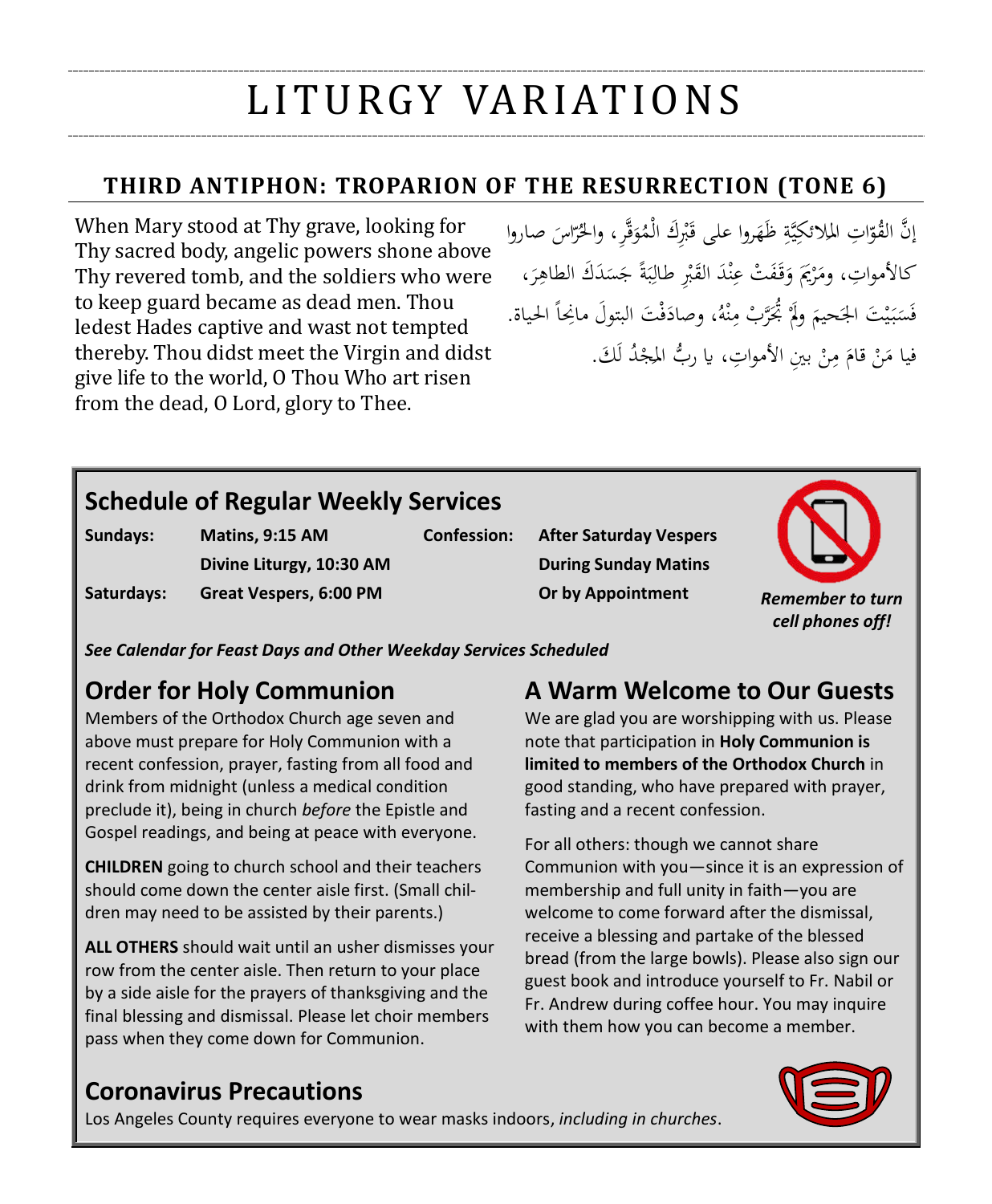# LITURGY VARIATIONS

## THIRD ANTIPHON: TROPARION OF THE RESURRECTION (TONE 6)

When Mary stood at Thy grave, looking for Thy sacred body, angelic powers shone above Thy revered tomb, and the soldiers who were to keep guard became as dead men. Thou ledest Hades captive and wast not tempted thereby. Thou didst meet the Virgin and didst give life to the world, O Thou Who art risen from the dead, O Lord, glory to Thee.

إنَّ القُوّاتِ المَلائكِيَّةِ ظَهَروا على قَبْرِكَ الْمُوَقَّرِ، والحُرّاسَ صاروا كالأمواتِ، ومَرْيَمَ وَقَفَتْ عِنْدَ القَبْرِ طالِبَةً جَسَدَكَ الطاهِرَ، فَسَبَيْتَ الجَحيمَ ولَمْ تُجَرَّبْ مِنْهُ، وصادَفْتَ البتولَ مانِحاً الحياة. فيا مَنْ قامَ مِنْ بينِ الأمواتِ، يا ربُّ المَجْدُ لَكَ.

## Schedule of Regular Weekly Services

| | | | |
|---|---|---|---|
| **Sundays:** | **Matins, 9:15 AM** | **Confession:** | **After Saturday Vespers** |
| | **Divine Liturgy, 10:30 AM** | | **During Sunday Matins** |
| **Saturdays:** | **Great Vespers, 6:00 PM** | | **Or by Appointment** |

***Remember to turn cell phones off!***

***See Calendar for Feast Days and Other Weekday Services Scheduled***

## Order for Holy Communion

Members of the Orthodox Church age seven and above must prepare for Holy Communion with a recent confession, prayer, fasting from all food and drink from midnight (unless a medical condition preclude it), being in church *before* the Epistle and Gospel readings, and being at peace with everyone.

**CHILDREN** going to church school and their teachers should come down the center aisle first. (Small children may need to be assisted by their parents.)

**ALL OTHERS** should wait until an usher dismisses your row from the center aisle. Then return to your place by a side aisle for the prayers of thanksgiving and the final blessing and dismissal. Please let choir members pass when they come down for Communion.

## A Warm Welcome to Our Guests

We are glad you are worshipping with us. Please note that participation in **Holy Communion is limited to members of the Orthodox Church** in good standing, who have prepared with prayer, fasting and a recent confession.

For all others: though we cannot share Communion with you—since it is an expression of membership and full unity in faith—you are welcome to come forward after the dismissal, receive a blessing and partake of the blessed bread (from the large bowls). Please also sign our guest book and introduce yourself to Fr. Nabil or Fr. Andrew during coffee hour. You may inquire with them how you can become a member.

## Coronavirus Precautions

Los Angeles County requires everyone to wear masks indoors, *including in churches*.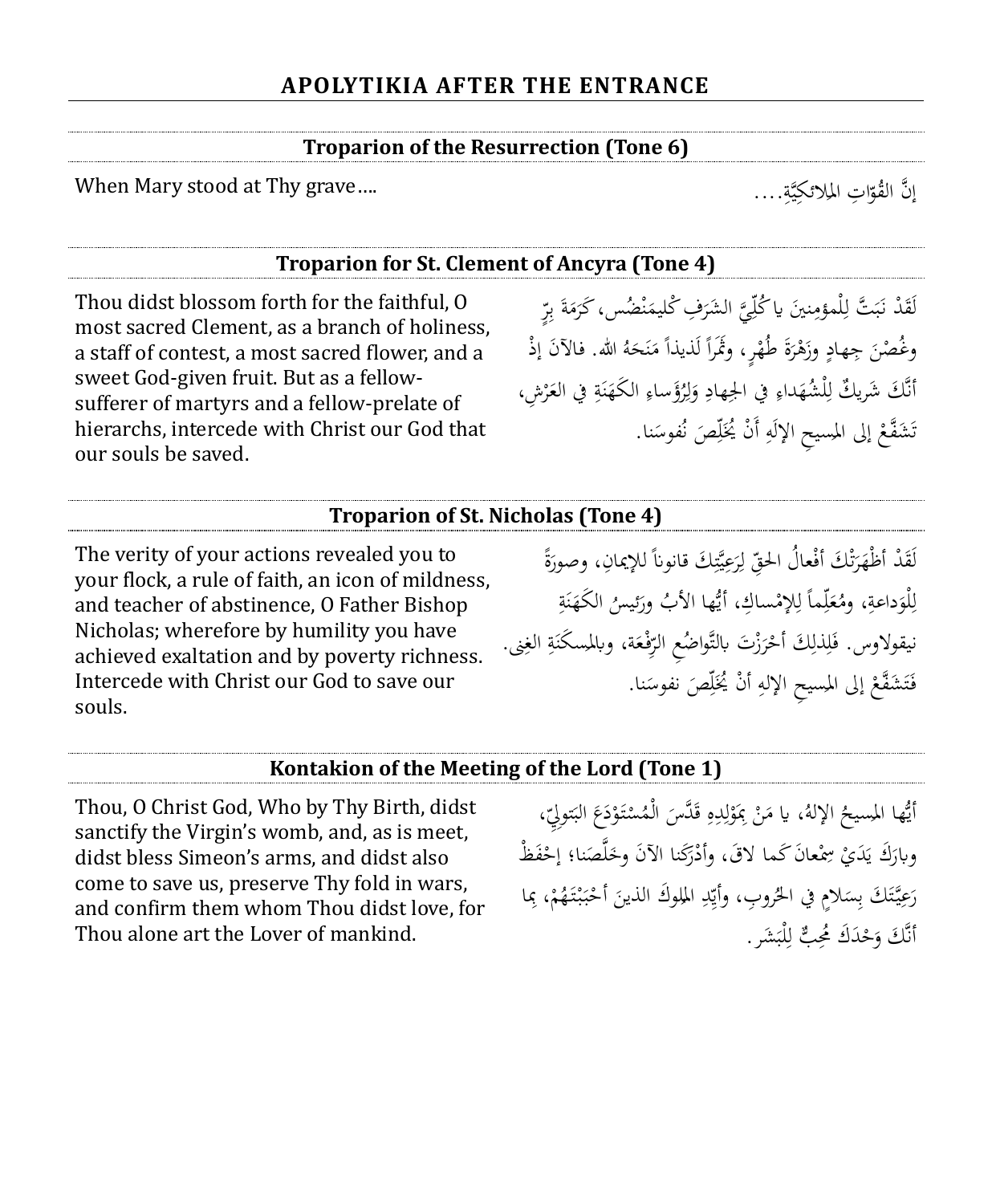## APOLYTIKIA AFTER THE ENTRANCE

### Troparion of the Resurrection (Tone 6)

When Mary stood at Thy grave….

إنَّ القُوّاتِ الملائكيَّةِ....

### Troparion for St. Clement of Ancyra (Tone 4)

Thou didst blossom forth for the faithful, O most sacred Clement, as a branch of holiness, a staff of contest, a most sacred flower, and a sweet God-given fruit. But as a fellow-sufferer of martyrs and a fellow-prelate of hierarchs, intercede with Christ our God that our souls be saved.

لَقَدْ نَبَتَّ لِلْمؤمِنينَ يا كُلِّيَّ الشَرَفِ كْليمَنْضُس، كَرَمَةَ بِرٍّ وغُصْنَ جِهادٍ وزَهْرَةَ طُهْرٍ، وثَمَراً لَذيذاً مَنَحَهُ الله. فالآنَ إذْ أنَّكَ شَريكٌ لِلْشُهَداءِ في الجِهادِ وَلِرُؤَساءِ الكَهَنَةِ في العَرْشِ، تَشَفَّعْ إلى المسيحِ الإلَهِ أَنْ يُخَلِّصَ نُفوسَنا.

### Troparion of St. Nicholas (Tone 4)

The verity of your actions revealed you to your flock, a rule of faith, an icon of mildness, and teacher of abstinence, O Father Bishop Nicholas; wherefore by humility you have achieved exaltation and by poverty richness. Intercede with Christ our God to save our souls.

لَقَدْ أظْهَرَتْكَ أفْعالُ الحقِّ لِرَعِيَّتِكَ قانوناً للإيمانِ، وصورَةً لِلْوَداعةِ، ومُعَلِّماً لِلإِمْساكِ، أيُّها الأبُ ورَئيسُ الكَهَنَةِ نيقولاوس. فَلِذلِكَ أحْرَزْتَ بالتَّواضُعِ الرِّفْعَة، وبالمسكَنَةِ الغِنى. فَتَشَفَّعْ إلى المسيحِ الإلهِ أنْ يُخَلِّصَ نفوسَنا.

### Kontakion of the Meeting of the Lord (Tone 1)

Thou, O Christ God, Who by Thy Birth, didst sanctify the Virgin's womb, and, as is meet, didst bless Simeon's arms, and didst also come to save us, preserve Thy fold in wars, and confirm them whom Thou didst love, for Thou alone art the Lover of mankind.

أيُّها المسيحُ الإلهُ، يا مَنْ بِمَوْلِدِهِ قَدَّسَ الْمُسْتَوْدَعَ البَتولِيّ، وبارَكَ يَدَيْ سِمْعانَ كَما لاقَ، وأدْرَكَنا الآنَ وخَلَّصَنا؛ إحْفَظْ رَعِيَّتَكَ بِسَلامٍ في الحُروبِ، وأيِّدِ الملوكَ الذينَ أحْبَبْتَهُمْ، بِما أنَّكَ وَحْدَكَ مُحِبٌّ لِلْبَشَر.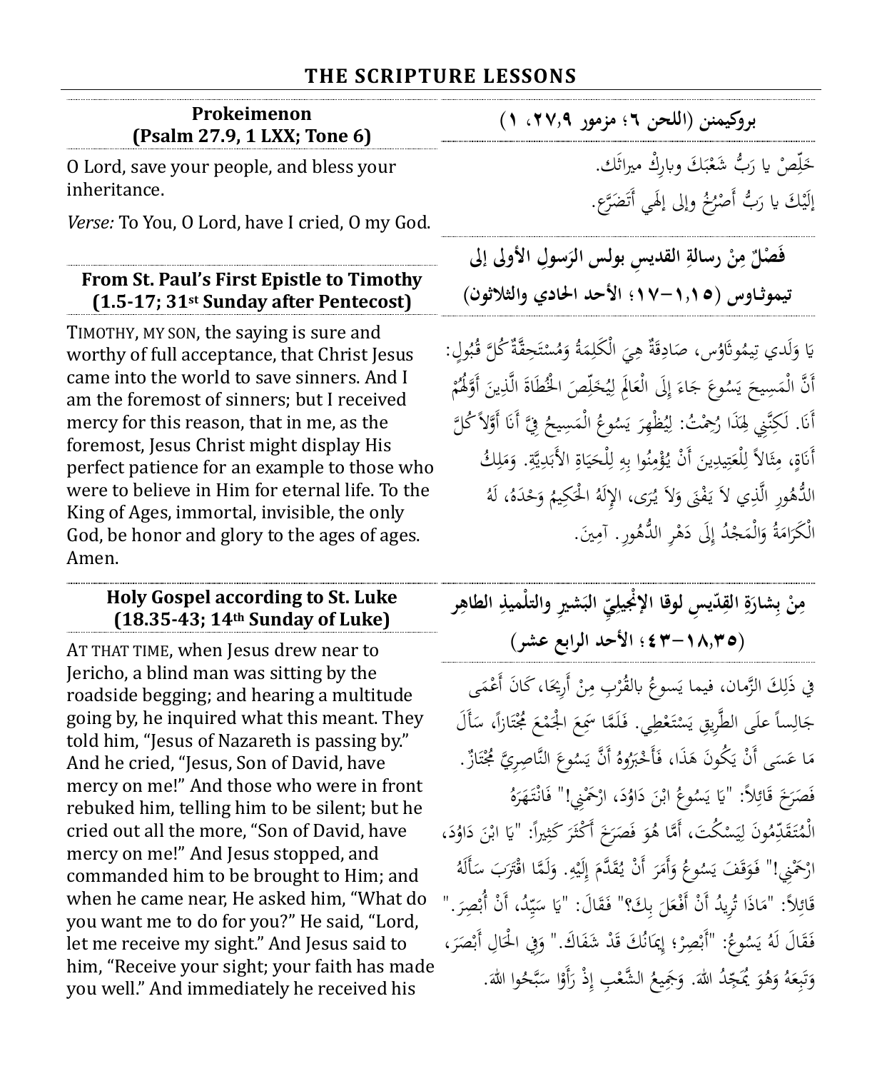## THE SCRIPTURE LESSONS

### Prokeimenon (Psalm 27.9, 1 LXX; Tone 6)

O Lord, save your people, and bless your inheritance.

*Verse:* To You, O Lord, have I cried, O my God.

### بروكيمنن (اللحن ٦؛ مزمور ٢٧،٩، ١)

خَلِّصْ يا رَبُّ شَعْبَكَ وبارِكْ ميراثَك.

إِلَيْكَ يا رَبُّ أَصْرُخُ وإلى إلَهي أَتَضَرَّع.

### From St. Paul's First Epistle to Timothy (1.5-17; 31st Sunday after Pentecost)

TIMOTHY, MY SON, the saying is sure and worthy of full acceptance, that Christ Jesus came into the world to save sinners. And I am the foremost of sinners; but I received mercy for this reason, that in me, as the foremost, Jesus Christ might display His perfect patience for an example to those who were to believe in Him for eternal life. To the King of Ages, immortal, invisible, the only God, be honor and glory to the ages of ages. Amen.

### فَصْلٌ مِنْ رسالةِ القديسِ بولس الرَسولِ الأولى إلى تيموثاوس (١،١٥–١٧؛ الأحد الحادي والثلاثون)

يَا وَلَدي تِيمُوثَاوُس، صَادِقَةٌ هِيَ الْكَلِمَةُ وَمُسْتَحِقَّةٌ كُلَّ قُبُولٍ: أَنَّ الْمَسِيحَ يَسُوعَ جَاءَ إِلَى الْعَالَمِ لِيُخَلِّصَ الْخُطَاةَ الَّذِينَ أَوَّلُهُمْ أَنَا. لكِنَّنِي لِهذَا رُحِمْتُ: لِيُظْهِرَ يَسُوعُ الْمَسِيحُ فِيَّ أَنَا أَوَّلاً كُلَّ أَنَاةٍ، مِثَالاً لِلْعَتِيدِينَ أَنْ يُؤْمِنُوا بِهِ لِلْحَيَاةِ الأَبَدِيَّةِ. وَمَلِكُ الدُّهُورِ الَّذِي لاَ يَفْنَى وَلاَ يُرَى، الإِلهُ الْحَكِيمُ وَحْدَهُ، لَهُ الْكَرَامَةُ وَالْمَجْدُ إِلَى دَهْرِ الدُّهُورِ. آمِينَ.

### Holy Gospel according to St. Luke (18.35-43; 14th Sunday of Luke)

AT THAT TIME, when Jesus drew near to Jericho, a blind man was sitting by the roadside begging; and hearing a multitude going by, he inquired what this meant. They told him, "Jesus of Nazareth is passing by." And he cried, "Jesus, Son of David, have mercy on me!" And those who were in front rebuked him, telling him to be silent; but he cried out all the more, "Son of David, have mercy on me!" And Jesus stopped, and commanded him to be brought to Him; and when he came near, He asked him, "What do you want me to do for you?" He said, "Lord, let me receive my sight." And Jesus said to him, "Receive your sight; your faith has made you well." And immediately he received his

### مِنْ بِشارَةِ القِدّيسِ لوقا الإنْجيليِّ البَشيرِ والتلْميذِ الطاهِر (١٨،٣٥–٤٣؛ الأحد الرابع عشر)

فِي ذَلِكَ الزَّمان، فيما يَسوعُ بالقُرْبِ مِنْ أَرِيحَا، كَانَ أَعْمَى جَالِساً علَى الطَّرِيقِ يَسْتَعْطِي. فَلَمَّا سَمِعَ الْجَمْعَ مُجْتَازاً، سَأَلَ مَا عَسَى أَنْ يَكُونَ هَذَا، فَأَخْبَرُوهُ أَنَّ يَسُوعَ النَّاصِرِيَّ مُجْتَازٌ. فَصَرَخَ قَائِلاً: "يَا يَسُوعُ ابْنَ دَاوُدَ، ارْحَمْنِي!" فَانْتَهَرَهُ الْمُتَقَدِّمُونَ لِيَسْكُتَ، أَمَّا هُوَ فَصَرَخَ أَكْثَرَ كَثِيراً: "يَا ابْنَ دَاوُدَ، ارْحَمْنِي!" فَوَقَفَ يَسُوعُ وَأَمَرَ أَنْ يُقَدَّمَ إِلَيْهِ. وَلَمَّا اقْتَرَبَ سَأَلَهُ قَائِلاً: "مَاذَا تُرِيدُ أَنْ أَفْعَلَ بِكَ؟" فَقَالَ: "يَا سَيِّدُ، أَنْ أُبْصِرَ." فَقَالَ لَهُ يَسُوعُ: "أَبْصِرْ؛ إِيمَانُكَ قَدْ شَفَاكَ." وَفِي الْحَالِ أَبْصَرَ، وَتَبِعَهُ وَهُوَ يُمَجِّدُ اللهَ. وَجَمِيعُ الشَّعْبِ إِذْ رَأَوْا سَبَّحُوا اللهَ.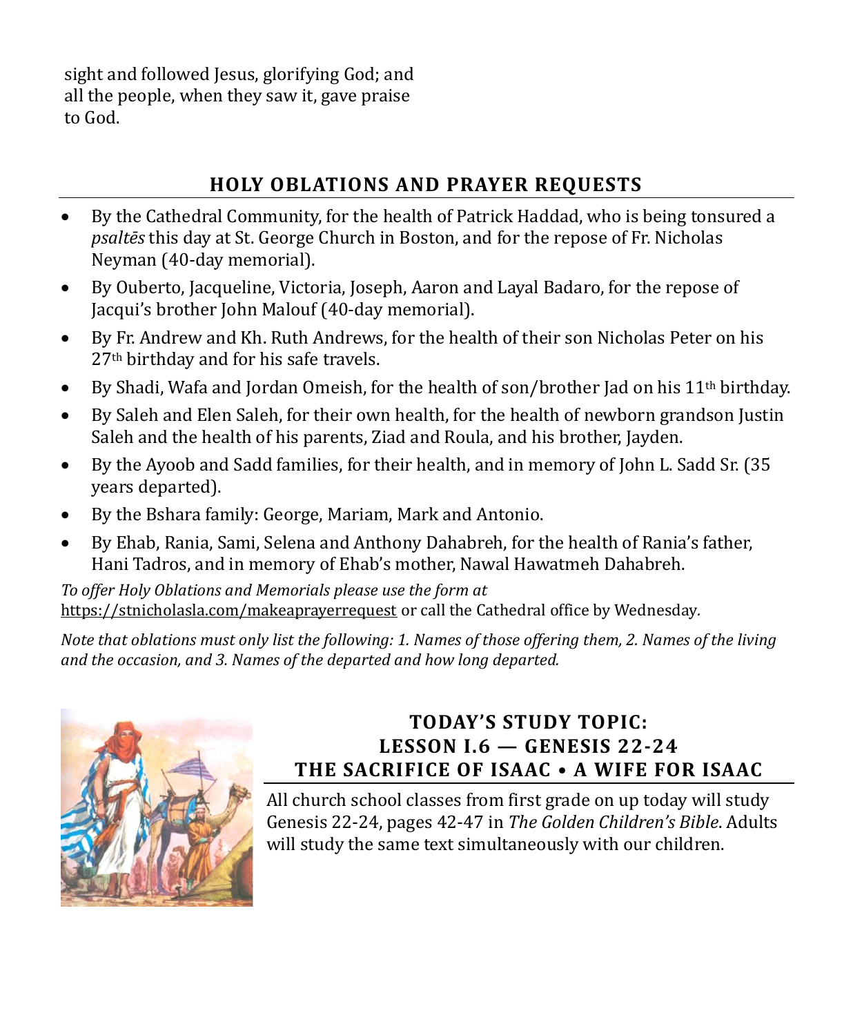sight and followed Jesus, glorifying God; and all the people, when they saw it, gave praise to God.

## HOLY OBLATIONS AND PRAYER REQUESTS

- By the Cathedral Community, for the health of Patrick Haddad, who is being tonsured a *psaltēs* this day at St. George Church in Boston, and for the repose of Fr. Nicholas Neyman (40-day memorial).
- By Ouberto, Jacqueline, Victoria, Joseph, Aaron and Layal Badaro, for the repose of Jacqui's brother John Malouf (40-day memorial).
- By Fr. Andrew and Kh. Ruth Andrews, for the health of their son Nicholas Peter on his 27th birthday and for his safe travels.
- By Shadi, Wafa and Jordan Omeish, for the health of son/brother Jad on his 11th birthday.
- By Saleh and Elen Saleh, for their own health, for the health of newborn grandson Justin Saleh and the health of his parents, Ziad and Roula, and his brother, Jayden.
- By the Ayoob and Sadd families, for their health, and in memory of John L. Sadd Sr. (35 years departed).
- By the Bshara family: George, Mariam, Mark and Antonio.
- By Ehab, Rania, Sami, Selena and Anthony Dahabreh, for the health of Rania's father, Hani Tadros, and in memory of Ehab's mother, Nawal Hawatmeh Dahabreh.

*To offer Holy Oblations and Memorials please use the form at* https://stnicholasla.com/makeaprayerrequest or call the Cathedral office by Wednesday*.*

*Note that oblations must only list the following: 1. Names of those offering them, 2. Names of the living and the occasion, and 3. Names of the departed and how long departed.*

## TODAY'S STUDY TOPIC: LESSON I.6 — GENESIS 22-24 THE SACRIFICE OF ISAAC • A WIFE FOR ISAAC

All church school classes from first grade on up today will study Genesis 22-24, pages 42-47 in *The Golden Children's Bible*. Adults will study the same text simultaneously with our children.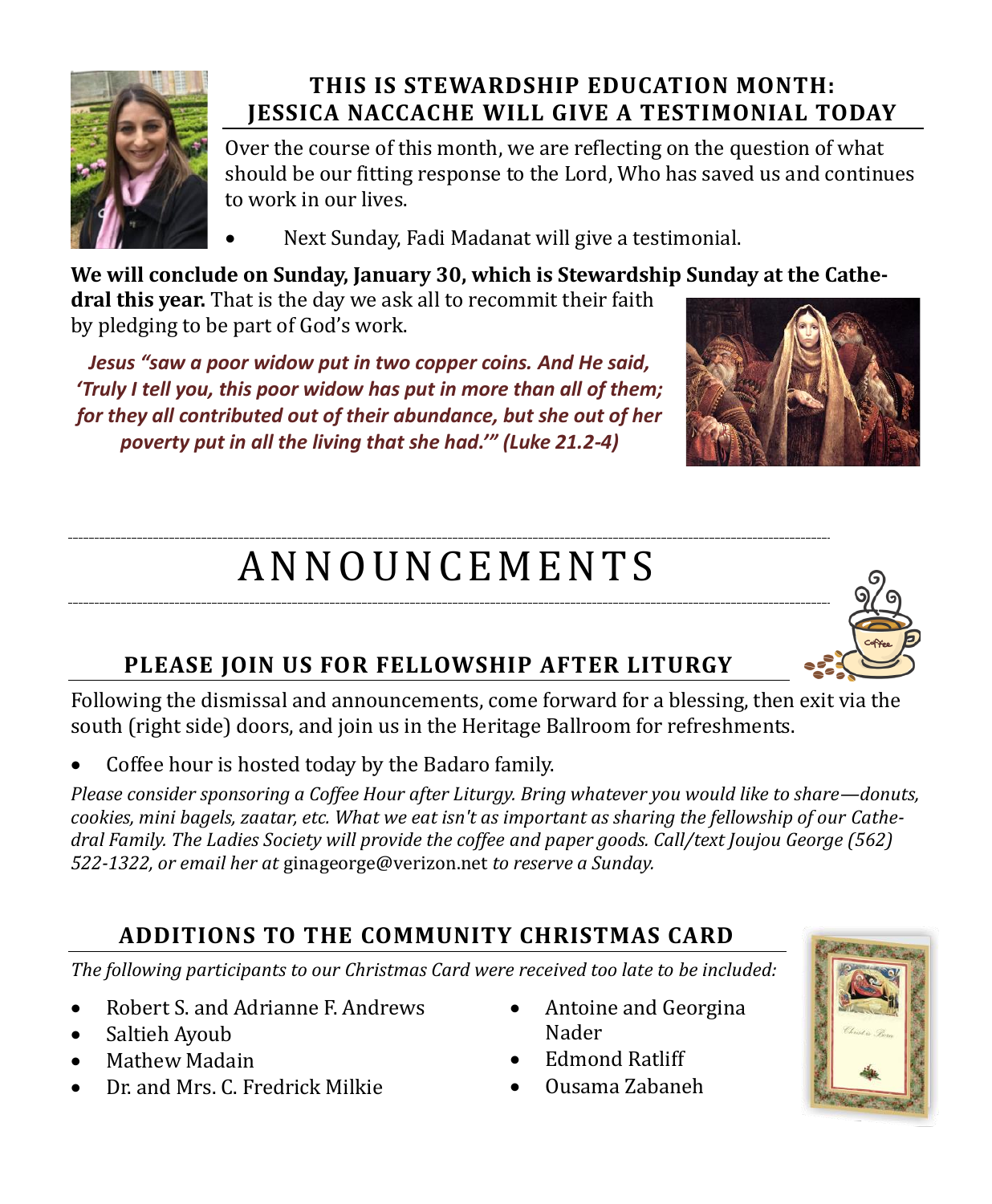## THIS IS STEWARDSHIP EDUCATION MONTH: JESSICA NACCACHE WILL GIVE A TESTIMONIAL TODAY

Over the course of this month, we are reflecting on the question of what should be our fitting response to the Lord, Who has saved us and continues to work in our lives.

- Next Sunday, Fadi Madanat will give a testimonial.

**We will conclude on Sunday, January 30, which is Stewardship Sunday at the Cathedral this year.** That is the day we ask all to recommit their faith by pledging to be part of God's work.

***Jesus "saw a poor widow put in two copper coins. And He said, 'Truly I tell you, this poor widow has put in more than all of them; for they all contributed out of their abundance, but she out of her poverty put in all the living that she had.'" (Luke 21.2-4)***

# ANNOUNCEMENTS

## PLEASE JOIN US FOR FELLOWSHIP AFTER LITURGY

Following the dismissal and announcements, come forward for a blessing, then exit via the south (right side) doors, and join us in the Heritage Ballroom for refreshments.

- Coffee hour is hosted today by the Badaro family.

*Please consider sponsoring a Coffee Hour after Liturgy. Bring whatever you would like to share—donuts, cookies, mini bagels, zaatar, etc. What we eat isn't as important as sharing the fellowship of our Cathedral Family. The Ladies Society will provide the coffee and paper goods. Call/text Joujou George (562) 522-1322, or email her at* ginageorge@verizon.net *to reserve a Sunday.*

## ADDITIONS TO THE COMMUNITY CHRISTMAS CARD

*The following participants to our Christmas Card were received too late to be included:*

- Robert S. and Adrianne F. Andrews
- Saltieh Ayoub
- Mathew Madain
- Dr. and Mrs. C. Fredrick Milkie
- Antoine and Georgina Nader
- Edmond Ratliff
- Ousama Zabaneh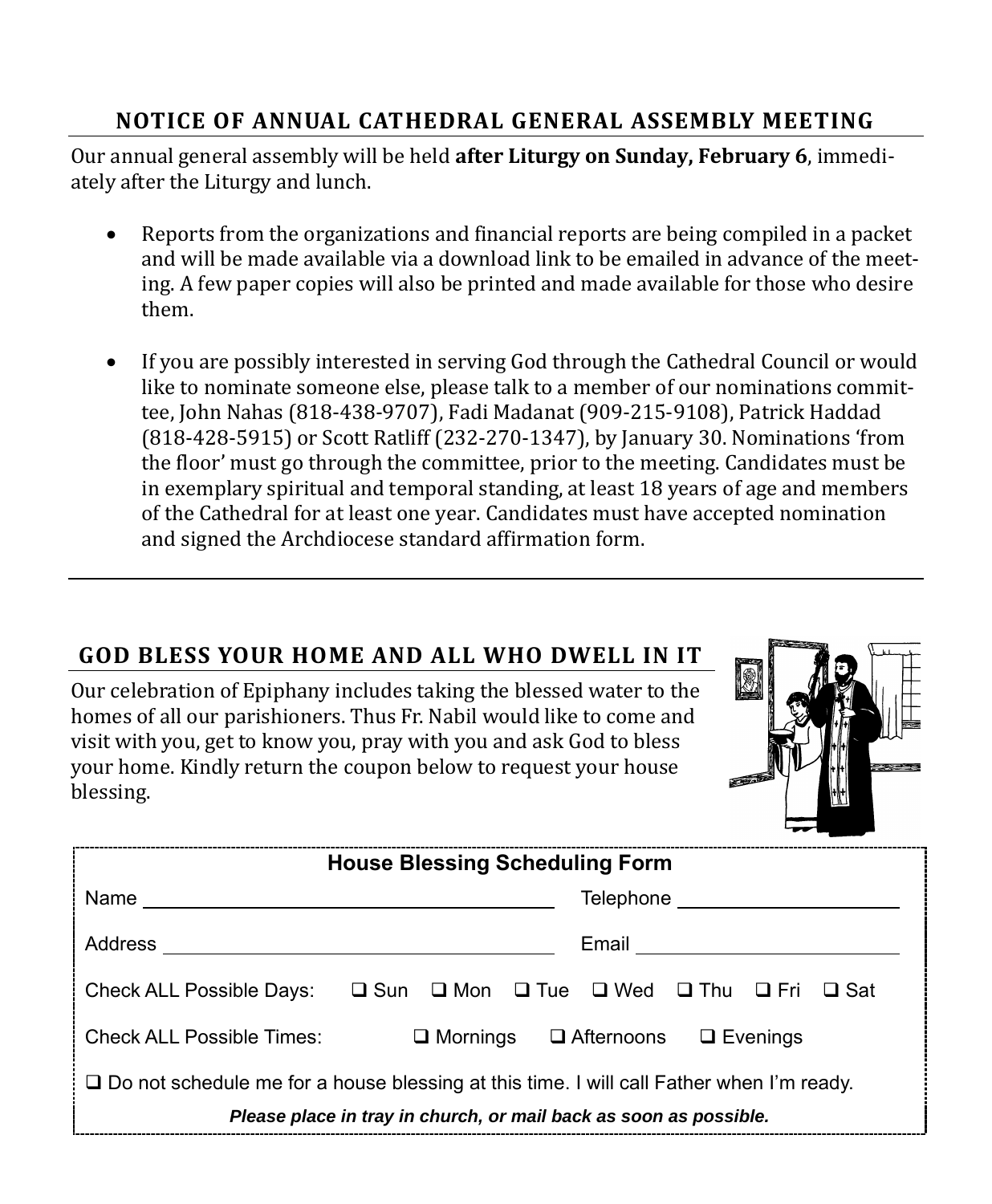## NOTICE OF ANNUAL CATHEDRAL GENERAL ASSEMBLY MEETING

Our annual general assembly will be held **after Liturgy on Sunday, February 6**, immediately after the Liturgy and lunch.

- Reports from the organizations and financial reports are being compiled in a packet and will be made available via a download link to be emailed in advance of the meeting. A few paper copies will also be printed and made available for those who desire them.
- If you are possibly interested in serving God through the Cathedral Council or would like to nominate someone else, please talk to a member of our nominations committee, John Nahas (818-438-9707), Fadi Madanat (909-215-9108), Patrick Haddad (818-428-5915) or Scott Ratliff (232-270-1347), by January 30. Nominations 'from the floor' must go through the committee, prior to the meeting. Candidates must be in exemplary spiritual and temporal standing, at least 18 years of age and members of the Cathedral for at least one year. Candidates must have accepted nomination and signed the Archdiocese standard affirmation form.

## GOD BLESS YOUR HOME AND ALL WHO DWELL IN IT

Our celebration of Epiphany includes taking the blessed water to the homes of all our parishioners. Thus Fr. Nabil would like to come and visit with you, get to know you, pray with you and ask God to bless your home. Kindly return the coupon below to request your house blessing.

### House Blessing Scheduling Form

Name \_\_\_\_\_\_\_\_\_\_\_\_\_\_\_\_\_\_\_\_\_\_\_\_\_\_\_\_ Telephone \_\_\_\_\_\_\_\_\_\_\_\_\_\_\_\_\_\_

Address \_\_\_\_\_\_\_\_\_\_\_\_\_\_\_\_\_\_\_\_\_\_\_\_\_\_ Email \_\_\_\_\_\_\_\_\_\_\_\_\_\_\_\_\_\_\_\_\_\_

Check ALL Possible Days: ❑ Sun ❑ Mon ❑ Tue ❑ Wed ❑ Thu ❑ Fri ❑ Sat

Check ALL Possible Times: ❑ Mornings ❑ Afternoons ❑ Evenings

❑ Do not schedule me for a house blessing at this time. I will call Father when I'm ready.

***Please place in tray in church, or mail back as soon as possible.***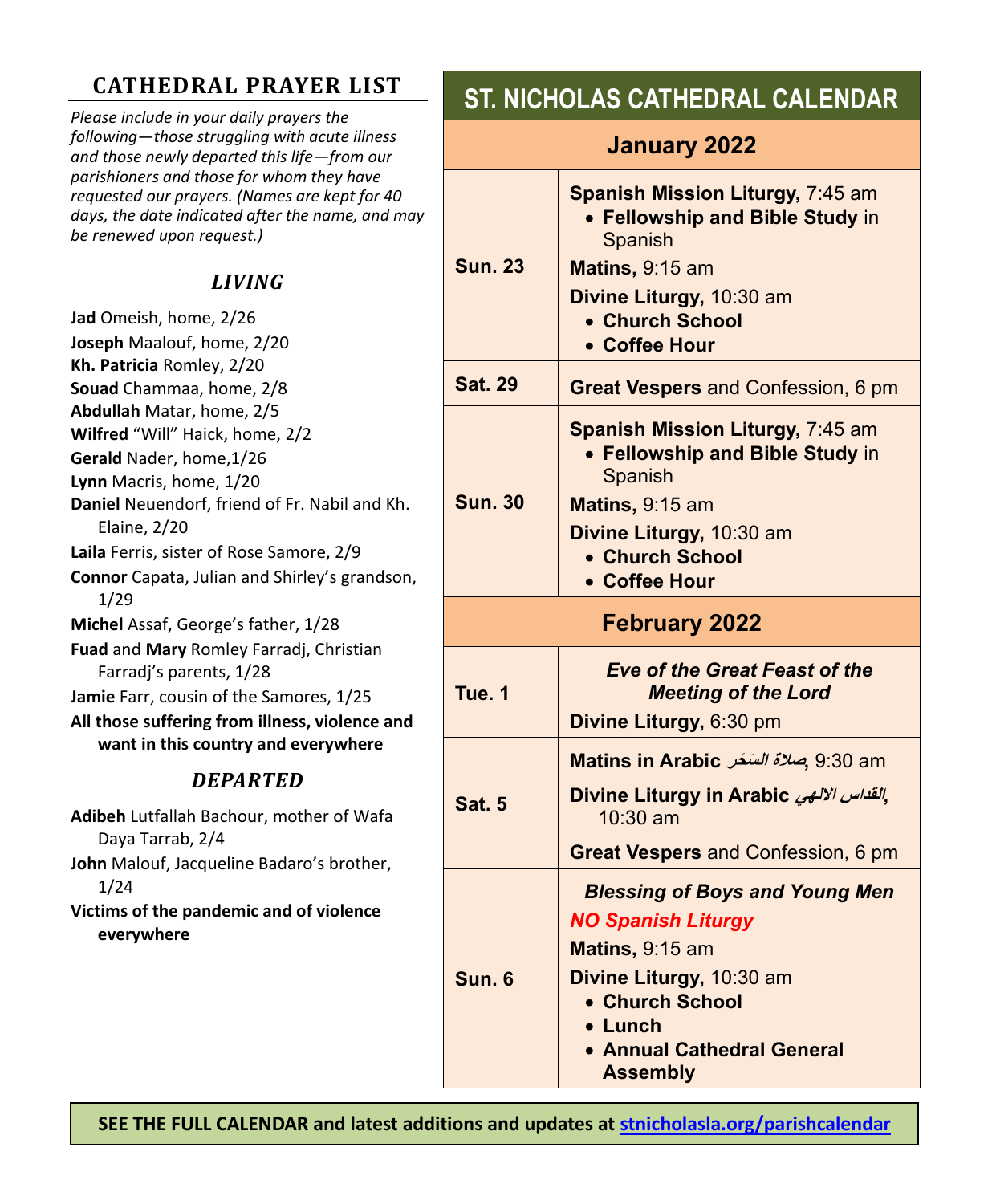## CATHEDRAL PRAYER LIST

*Please include in your daily prayers the following—those struggling with acute illness and those newly departed this life—from our parishioners and those for whom they have requested our prayers. (Names are kept for 40 days, the date indicated after the name, and may be renewed upon request.)*

### *LIVING*

**Jad** Omeish, home, 2/26
**Joseph** Maalouf, home, 2/20
**Kh. Patricia** Romley, 2/20
**Souad** Chammaa, home, 2/8
**Abdullah** Matar, home, 2/5
**Wilfred** "Will" Haick, home, 2/2
**Gerald** Nader, home,1/26
**Lynn** Macris, home, 1/20
**Daniel** Neuendorf, friend of Fr. Nabil and Kh. Elaine, 2/20
**Laila** Ferris, sister of Rose Samore, 2/9
**Connor** Capata, Julian and Shirley's grandson, 1/29
**Michel** Assaf, George's father, 1/28
**Fuad** and **Mary** Romley Farradj, Christian Farradj's parents, 1/28
**Jamie** Farr, cousin of the Samores, 1/25
**All those suffering from illness, violence and want in this country and everywhere**

### *DEPARTED*

**Adibeh** Lutfallah Bachour, mother of Wafa Daya Tarrab, 2/4
**John** Malouf, Jacqueline Badaro's brother, 1/24
**Victims of the pandemic and of violence everywhere**

## ST. NICHOLAS CATHEDRAL CALENDAR

| | |
|---|---|
| **January 2022** | |
| **Sun. 23** | **Spanish Mission Liturgy,** 7:45 am<br>• **Fellowship and Bible Study** in Spanish<br>**Matins,** 9:15 am<br>**Divine Liturgy,** 10:30 am<br>• **Church School**<br>• **Coffee Hour** |
| **Sat. 29** | **Great Vespers** and Confession, 6 pm |
| **Sun. 30** | **Spanish Mission Liturgy,** 7:45 am<br>• **Fellowship and Bible Study** in Spanish<br>**Matins,** 9:15 am<br>**Divine Liturgy,** 10:30 am<br>• **Church School**<br>• **Coffee Hour** |
| **February 2022** | |
| **Tue. 1** | ***Eve of the Great Feast of the Meeting of the Lord***<br>**Divine Liturgy,** 6:30 pm |
| **Sat. 5** | **Matins in Arabic** ***صلاة السَحَر***, 9:30 am<br>**Divine Liturgy in Arabic** ***القداس الالهي***, 10:30 am<br>**Great Vespers** and Confession, 6 pm |
| **Sun. 6** | ***Blessing of Boys and Young Men***<br>***NO Spanish Liturgy***<br>**Matins,** 9:15 am<br>**Divine Liturgy,** 10:30 am<br>• **Church School**<br>• **Lunch**<br>• **Annual Cathedral General Assembly** |

**SEE THE FULL CALENDAR and latest additions and updates at stnicholasla.org/parishcalendar**